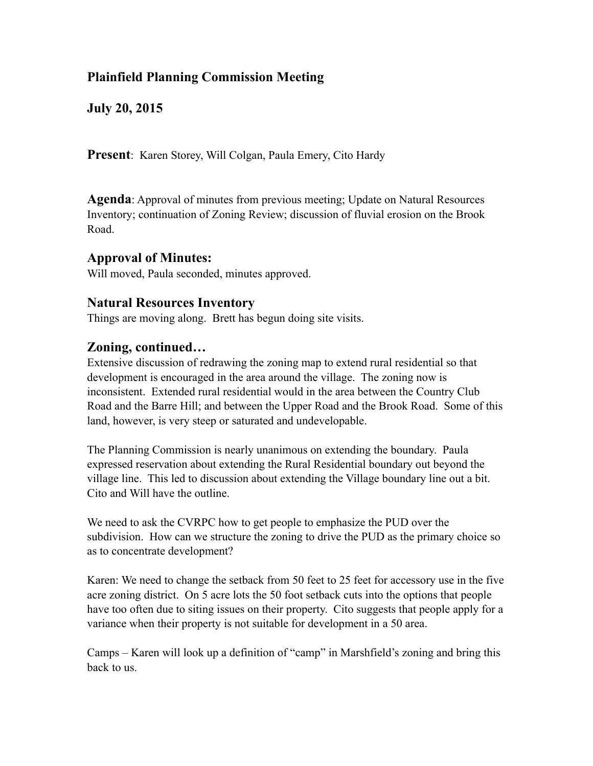## Plainfield Planning Commission Meeting

## July 20, 2015

**Present**: Karen Storey, Will Colgan, Paula Emery, Cito Hardy

**Agenda**: Approval of minutes from previous meeting; Update on Natural Resources Inventory; continuation of Zoning Review; discussion of fluvial erosion on the Brook Road.

### Approval of Minutes:

Will moved, Paula seconded, minutes approved.

### Natural Resources Inventory

Things are moving along. Brett has begun doing site visits.

### Zoning, continued…

Extensive discussion of redrawing the zoning map to extend rural residential so that development is encouraged in the area around the village. The zoning now is inconsistent. Extended rural residential would in the area between the Country Club Road and the Barre Hill; and between the Upper Road and the Brook Road. Some of this land, however, is very steep or saturated and undevelopable.

The Planning Commission is nearly unanimous on extending the boundary. Paula expressed reservation about extending the Rural Residential boundary out beyond the village line. This led to discussion about extending the Village boundary line out a bit. Cito and Will have the outline.

We need to ask the CVRPC how to get people to emphasize the PUD over the subdivision. How can we structure the zoning to drive the PUD as the primary choice so as to concentrate development?

Karen: We need to change the setback from 50 feet to 25 feet for accessory use in the five acre zoning district. On 5 acre lots the 50 foot setback cuts into the options that people have too often due to siting issues on their property. Cito suggests that people apply for a variance when their property is not suitable for development in a 50 area.

Camps – Karen will look up a definition of “camp” in Marshfield’s zoning and bring this back to us.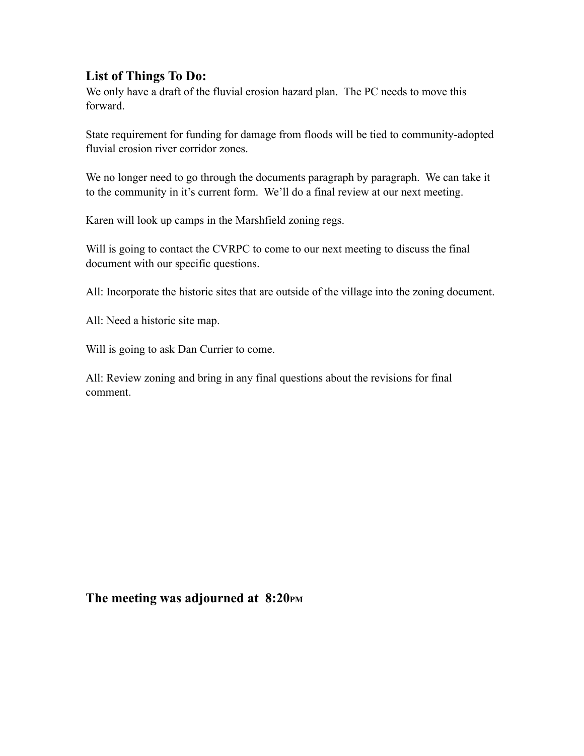## List of Things To Do:

We only have a draft of the fluvial erosion hazard plan. The PC needs to move this forward.

State requirement for funding for damage from floods will be tied to community-adopted fluvial erosion river corridor zones.

We no longer need to go through the documents paragraph by paragraph. We can take it to the community in it's current form. We'll do a final review at our next meeting.

Karen will look up camps in the Marshfield zoning regs.

Will is going to contact the CVRPC to come to our next meeting to discuss the final document with our specific questions.

All: Incorporate the historic sites that are outside of the village into the zoning document.

All: Need a historic site map.

Will is going to ask Dan Currier to come.

All: Review zoning and bring in any final questions about the revisions for final comment.

## The meeting was adjourned at 8:20PM